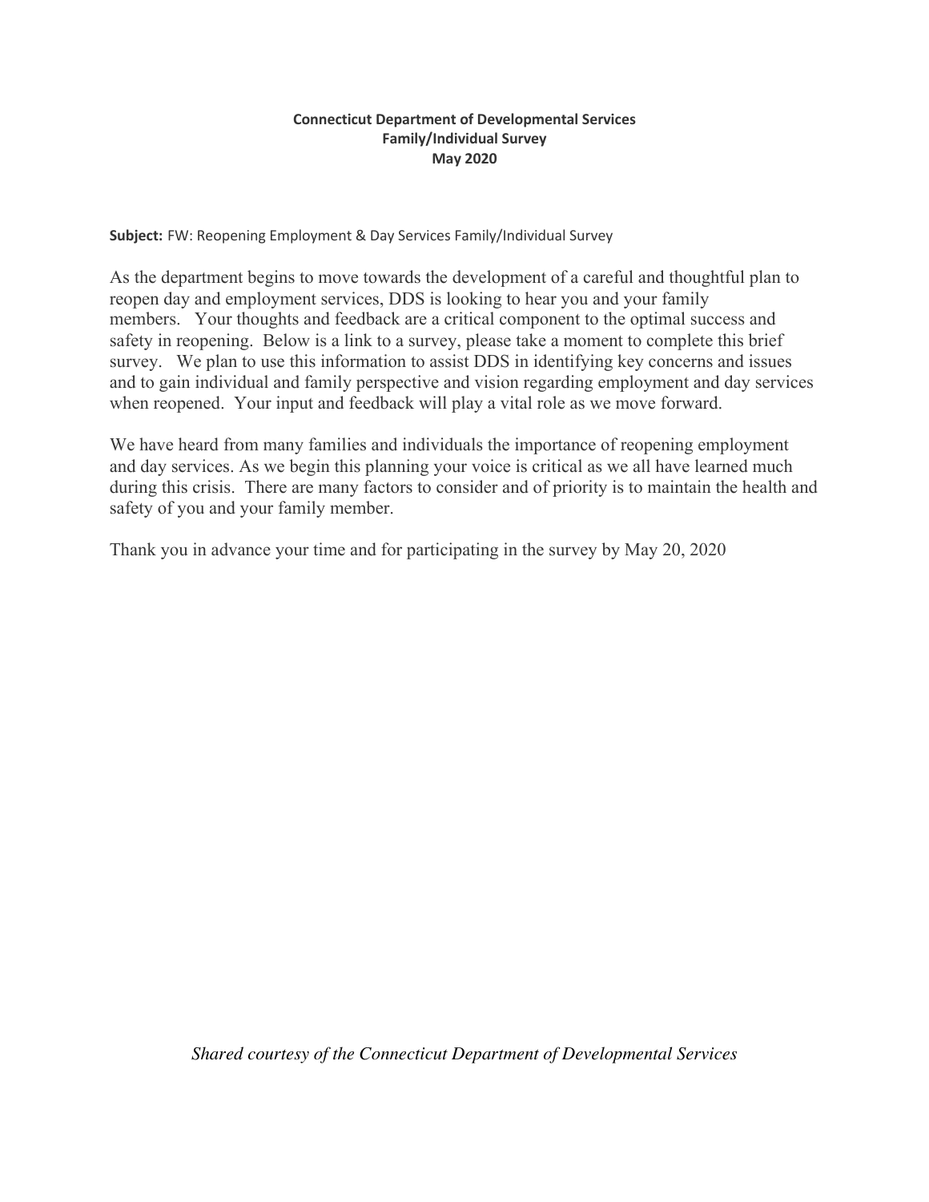**Connecticut Department of Developmental Services**
**Family/Individual Survey**
**May 2020**

**Subject:** FW: Reopening Employment & Day Services Family/Individual Survey

As the department begins to move towards the development of a careful and thoughtful plan to reopen day and employment services, DDS is looking to hear you and your family members. Your thoughts and feedback are a critical component to the optimal success and safety in reopening. Below is a link to a survey, please take a moment to complete this brief survey. We plan to use this information to assist DDS in identifying key concerns and issues and to gain individual and family perspective and vision regarding employment and day services when reopened. Your input and feedback will play a vital role as we move forward.

We have heard from many families and individuals the importance of reopening employment and day services. As we begin this planning your voice is critical as we all have learned much during this crisis. There are many factors to consider and of priority is to maintain the health and safety of you and your family member.

Thank you in advance your time and for participating in the survey by May 20, 2020

*Shared courtesy of the Connecticut Department of Developmental Services*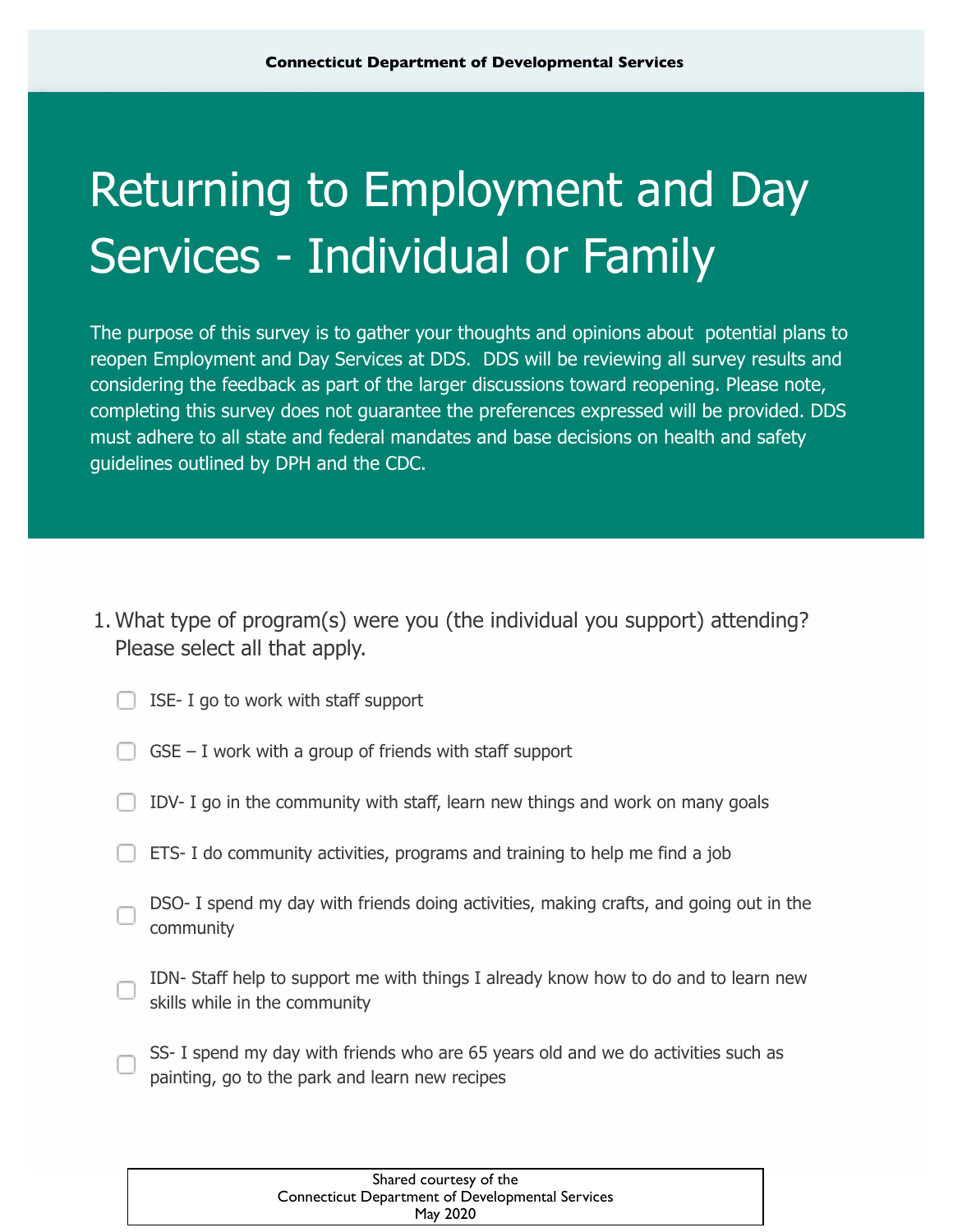**Connecticut Department of Developmental Services**

# Returning to Employment and Day Services - Individual or Family

The purpose of this survey is to gather your thoughts and opinions about potential plans to reopen Employment and Day Services at DDS. DDS will be reviewing all survey results and considering the feedback as part of the larger discussions toward reopening. Please note, completing this survey does not guarantee the preferences expressed will be provided. DDS must adhere to all state and federal mandates and base decisions on health and safety guidelines outlined by DPH and the CDC.

1. What type of program(s) were you (the individual you support) attending? Please select all that apply.

- [ ] ISE- I go to work with staff support
- [ ] GSE – I work with a group of friends with staff support
- [ ] IDV- I go in the community with staff, learn new things and work on many goals
- [ ] ETS- I do community activities, programs and training to help me find a job
- [ ] DSO- I spend my day with friends doing activities, making crafts, and going out in the community
- [ ] IDN- Staff help to support me with things I already know how to do and to learn new skills while in the community
- [ ] SS- I spend my day with friends who are 65 years old and we do activities such as painting, go to the park and learn new recipes

Shared courtesy of the
Connecticut Department of Developmental Services
May 2020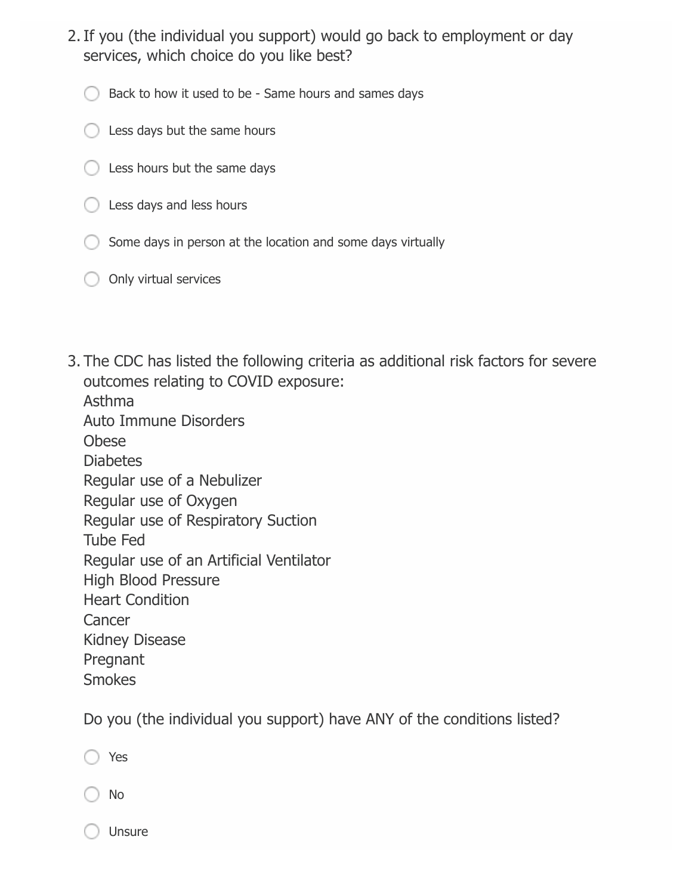2. If you (the individual you support) would go back to employment or day services, which choice do you like best?

   - ○ Back to how it used to be - Same hours and sames days
   - ○ Less days but the same hours
   - ○ Less hours but the same days
   - ○ Less days and less hours
   - ○ Some days in person at the location and some days virtually
   - ○ Only virtual services

3. The CDC has listed the following criteria as additional risk factors for severe outcomes relating to COVID exposure:
   Asthma
   Auto Immune Disorders
   Obese
   Diabetes
   Regular use of a Nebulizer
   Regular use of Oxygen
   Regular use of Respiratory Suction
   Tube Fed
   Regular use of an Artificial Ventilator
   High Blood Pressure
   Heart Condition
   Cancer
   Kidney Disease
   Pregnant
   Smokes

   Do you (the individual you support) have ANY of the conditions listed?

   - ○ Yes
   - ○ No
   - ○ Unsure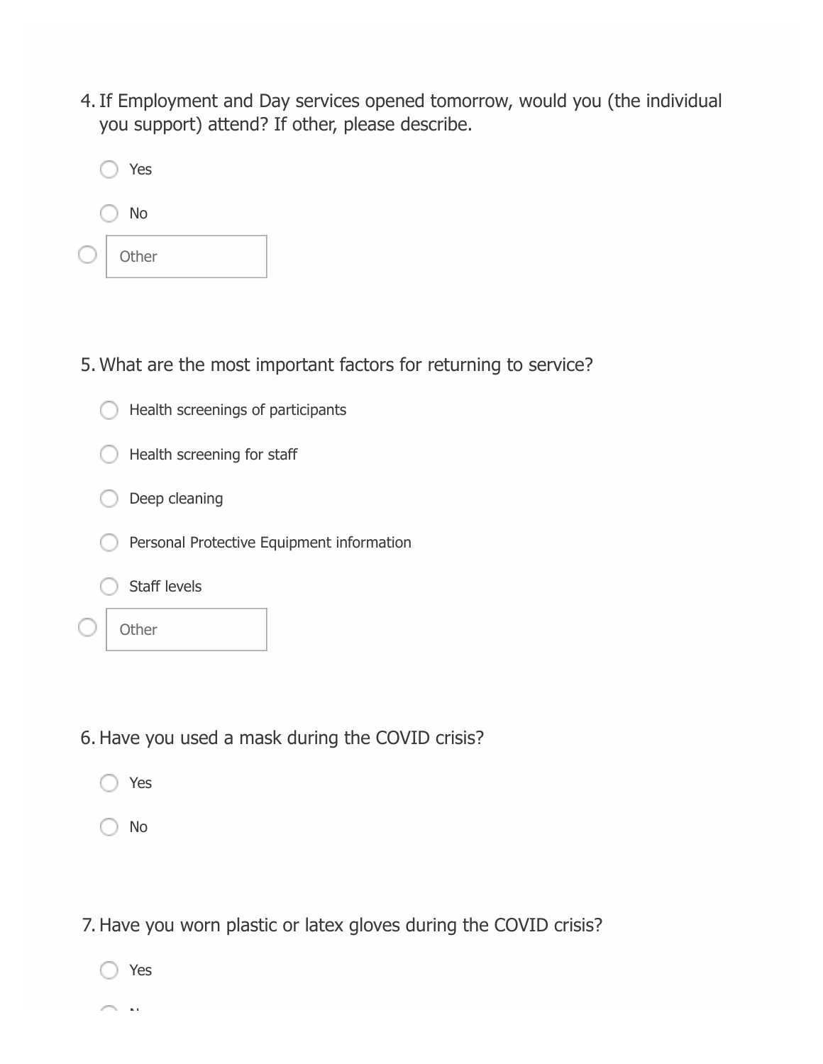4. If Employment and Day services opened tomorrow, would you (the individual you support) attend? If other, please describe.

   - ◯ Yes
   - ◯ No
   - ◯ Other

5. What are the most important factors for returning to service?

   - ◯ Health screenings of participants
   - ◯ Health screening for staff
   - ◯ Deep cleaning
   - ◯ Personal Protective Equipment information
   - ◯ Staff levels
   - ◯ Other

6. Have you used a mask during the COVID crisis?

   - ◯ Yes
   - ◯ No

7. Have you worn plastic or latex gloves during the COVID crisis?

   - ◯ Yes
   - ◯ No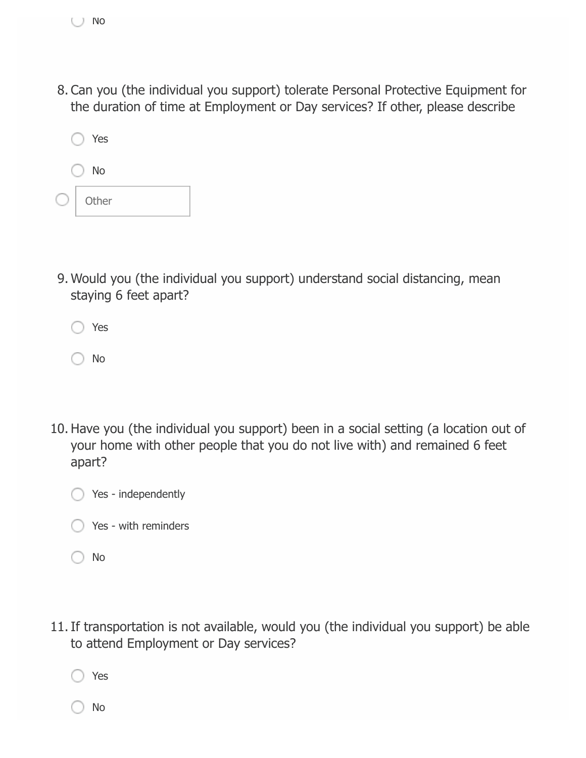- ○ No

8. Can you (the individual you support) tolerate Personal Protective Equipment for the duration of time at Employment or Day services? If other, please describe

   - ○ Yes
   - ○ No
   - ○ Other

9. Would you (the individual you support) understand social distancing, mean staying 6 feet apart?

   - ○ Yes
   - ○ No

10. Have you (the individual you support) been in a social setting (a location out of your home with other people that you do not live with) and remained 6 feet apart?

    - ○ Yes - independently
    - ○ Yes - with reminders
    - ○ No

11. If transportation is not available, would you (the individual you support) be able to attend Employment or Day services?

    - ○ Yes
    - ○ No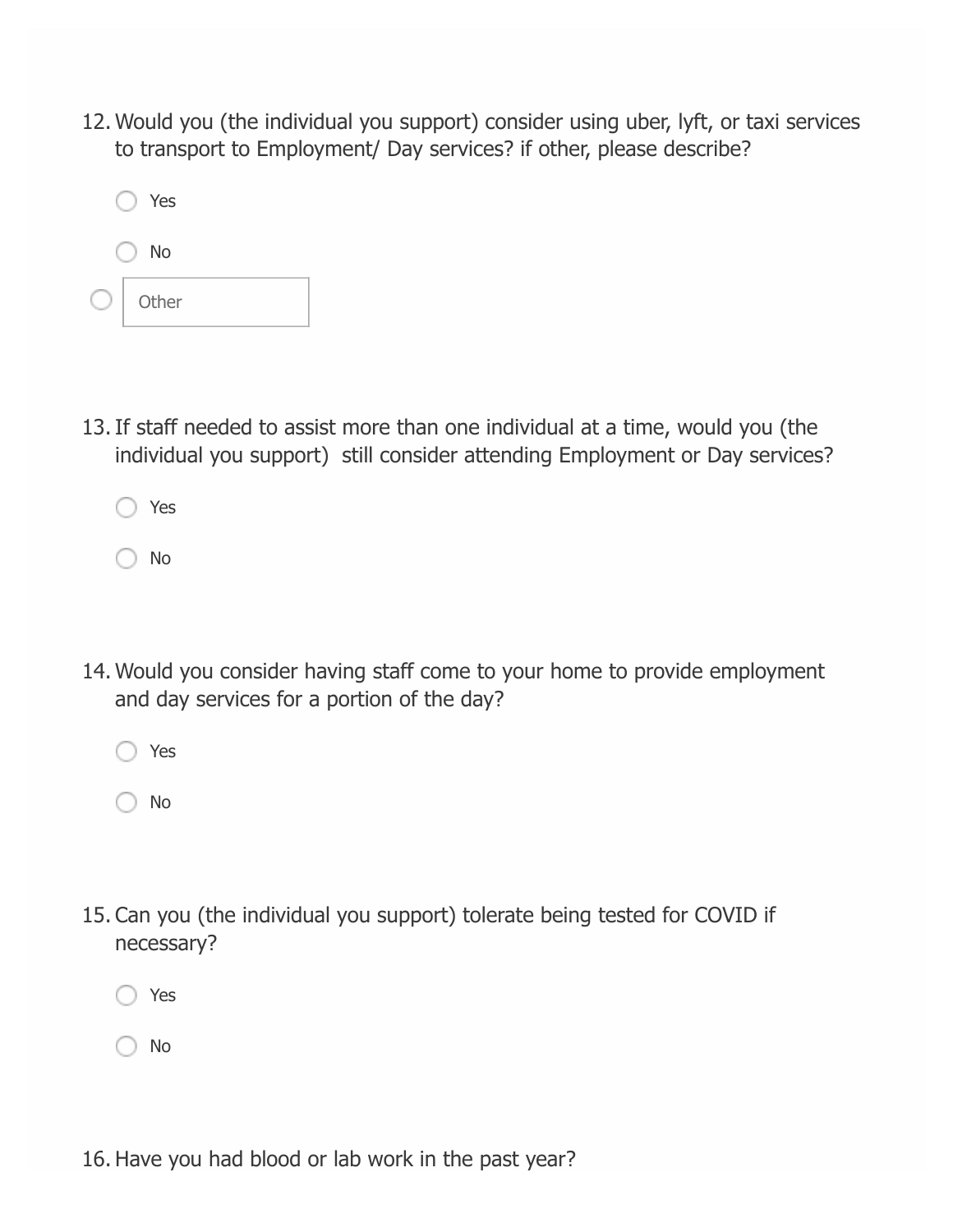12. Would you (the individual you support) consider using uber, lyft, or taxi services to transport to Employment/ Day services? if other, please describe?

- ○ Yes
- ○ No
- ○ Other

13. If staff needed to assist more than one individual at a time, would you (the individual you support) still consider attending Employment or Day services?

- ○ Yes
- ○ No

14. Would you consider having staff come to your home to provide employment and day services for a portion of the day?

- ○ Yes
- ○ No

15. Can you (the individual you support) tolerate being tested for COVID if necessary?

- ○ Yes
- ○ No

16. Have you had blood or lab work in the past year?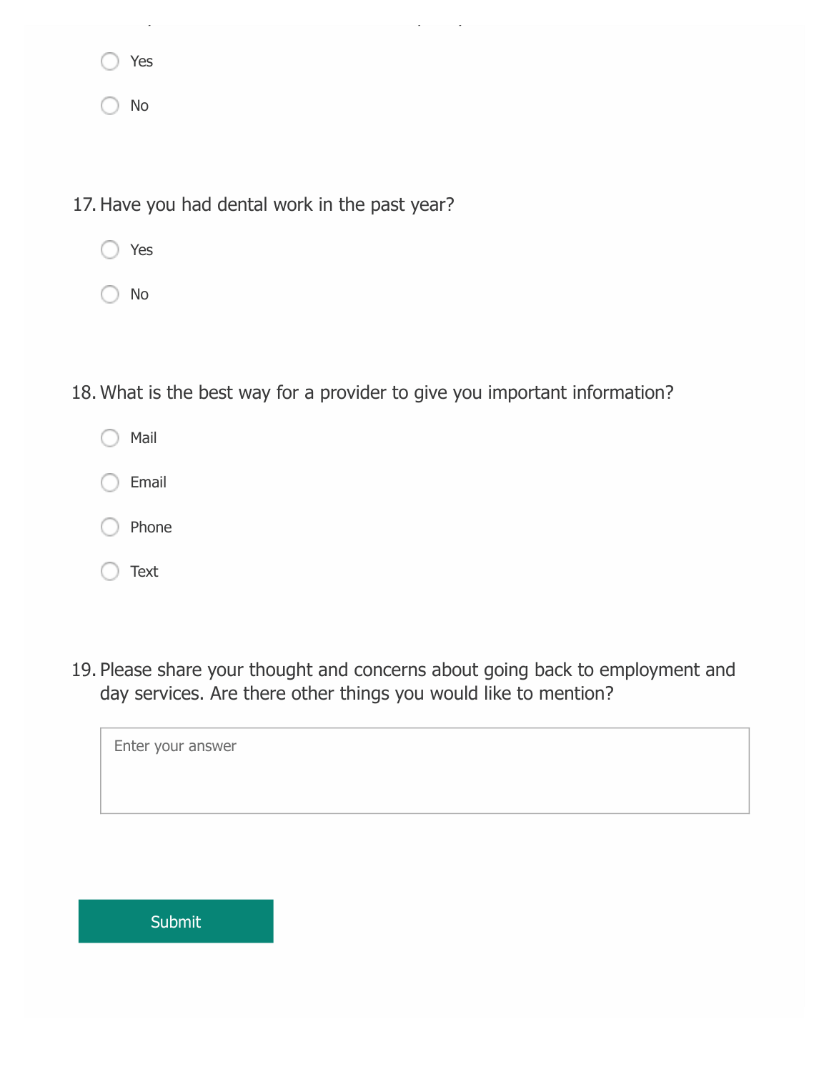- ○ Yes
- ○ No

17. Have you had dental work in the past year?

- ○ Yes
- ○ No

18. What is the best way for a provider to give you important information?

- ○ Mail
- ○ Email
- ○ Phone
- ○ Text

19. Please share your thought and concerns about going back to employment and day services. Are there other things you would like to mention?

Enter your answer

Submit